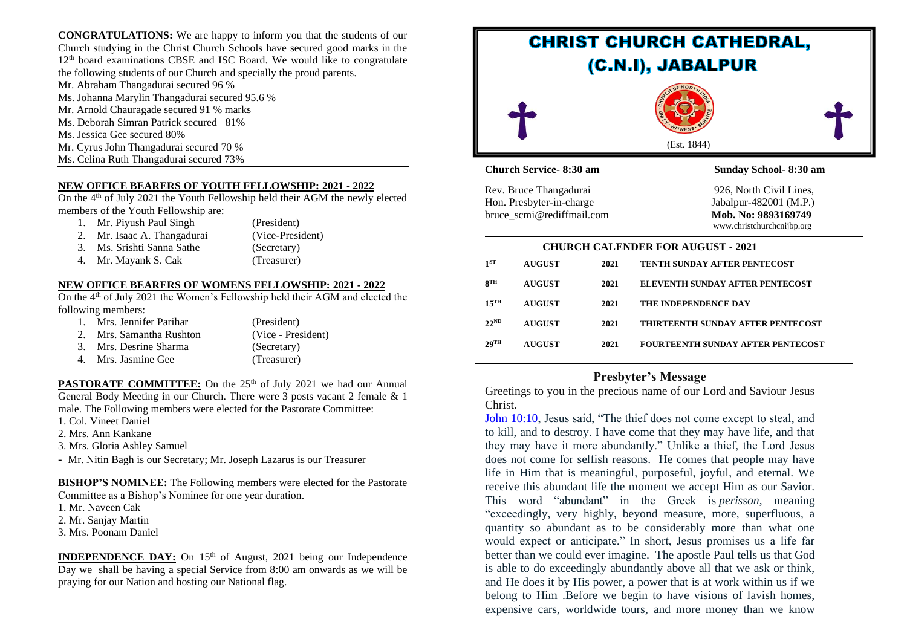**CONGRATULATIONS:** We are happy to inform you that the students of our Church studying in the Christ Church Schools have secured good marks in the 12th board examinations CBSE and ISC Board. We would like to congratulate the following students of our Church and specially the proud parents.

Mr. Abraham Thangadurai secured 96 %
Ms. Johanna Marylin Thangadurai secured 95.6 %
Mr. Arnold Chauragade secured 91 % marks
Ms. Deborah Simran Patrick secured 81%
Ms. Jessica Gee secured 80%
Mr. Cyrus John Thangadurai secured 70 %
Ms. Celina Ruth Thangadurai secured 73%

**NEW OFFICE BEARERS OF YOUTH FELLOWSHIP: 2021 - 2022**

On the 4th of July 2021 the Youth Fellowship held their AGM the newly elected members of the Youth Fellowship are:

1. Mr. Piyush Paul Singh (President)
2. Mr. Isaac A. Thangadurai (Vice-President)
3. Ms. Srishti Sanna Sathe (Secretary)
4. Mr. Mayank S. Cak (Treasurer)

**NEW OFFICE BEARERS OF WOMENS FELLOWSHIP: 2021 - 2022**

On the 4th of July 2021 the Women's Fellowship held their AGM and elected the following members:

1. Mrs. Jennifer Parihar (President)
2. Mrs. Samantha Rushton (Vice - President)
3. Mrs. Desrine Sharma (Secretary)
4. Mrs. Jasmine Gee (Treasurer)

**PASTORATE COMMITTEE:** On the 25th of July 2021 we had our Annual General Body Meeting in our Church. There were 3 posts vacant 2 female & 1 male. The Following members were elected for the Pastorate Committee:

1. Col. Vineet Daniel
2. Mrs. Ann Kankane
3. Mrs. Gloria Ashley Samuel

- Mr. Nitin Bagh is our Secretary; Mr. Joseph Lazarus is our Treasurer

**BISHOP'S NOMINEE:** The Following members were elected for the Pastorate Committee as a Bishop's Nominee for one year duration.

1. Mr. Naveen Cak
2. Mr. Sanjay Martin
3. Mrs. Poonam Daniel

**INDEPENDENCE DAY:** On 15th of August, 2021 being our Independence Day we shall be having a special Service from 8:00 am onwards as we will be praying for our Nation and hosting our National flag.

# CHRIST CHURCH CATHEDRAL, (C.N.I), JABALPUR

(Est. 1844)

**Church Service- 8:30 am** **Sunday School- 8:30 am**

Rev. Bruce Thangadurai
Hon. Presbyter-in-charge
bruce_scmi@rediffmail.com

926, North Civil Lines,
Jabalpur-482001 (M.P.)
**Mob. No: 9893169749**
www.christchurchcnijbp.org

**CHURCH CALENDER FOR AUGUST - 2021**

| | | | |
|---|---|---|---|
| 1ST | AUGUST | 2021 | TENTH SUNDAY AFTER PENTECOST |
| 8TH | AUGUST | 2021 | ELEVENTH SUNDAY AFTER PENTECOST |
| 15TH | AUGUST | 2021 | THE INDEPENDENCE DAY |
| 22ND | AUGUST | 2021 | THIRTEENTH SUNDAY AFTER PENTECOST |
| 29TH | AUGUST | 2021 | FOURTEENTH SUNDAY AFTER PENTECOST |

## Presbyter's Message

Greetings to you in the precious name of our Lord and Saviour Jesus Christ.

John 10:10, Jesus said, "The thief does not come except to steal, and to kill, and to destroy. I have come that they may have life, and that they may have it more abundantly." Unlike a thief, the Lord Jesus does not come for selfish reasons. He comes that people may have life in Him that is meaningful, purposeful, joyful, and eternal. We receive this abundant life the moment we accept Him as our Savior. This word "abundant" in the Greek is *perisson*, meaning "exceedingly, very highly, beyond measure, more, superfluous, a quantity so abundant as to be considerably more than what one would expect or anticipate." In short, Jesus promises us a life far better than we could ever imagine. The apostle Paul tells us that God is able to do exceedingly abundantly above all that we ask or think, and He does it by His power, a power that is at work within us if we belong to Him .Before we begin to have visions of lavish homes, expensive cars, worldwide tours, and more money than we know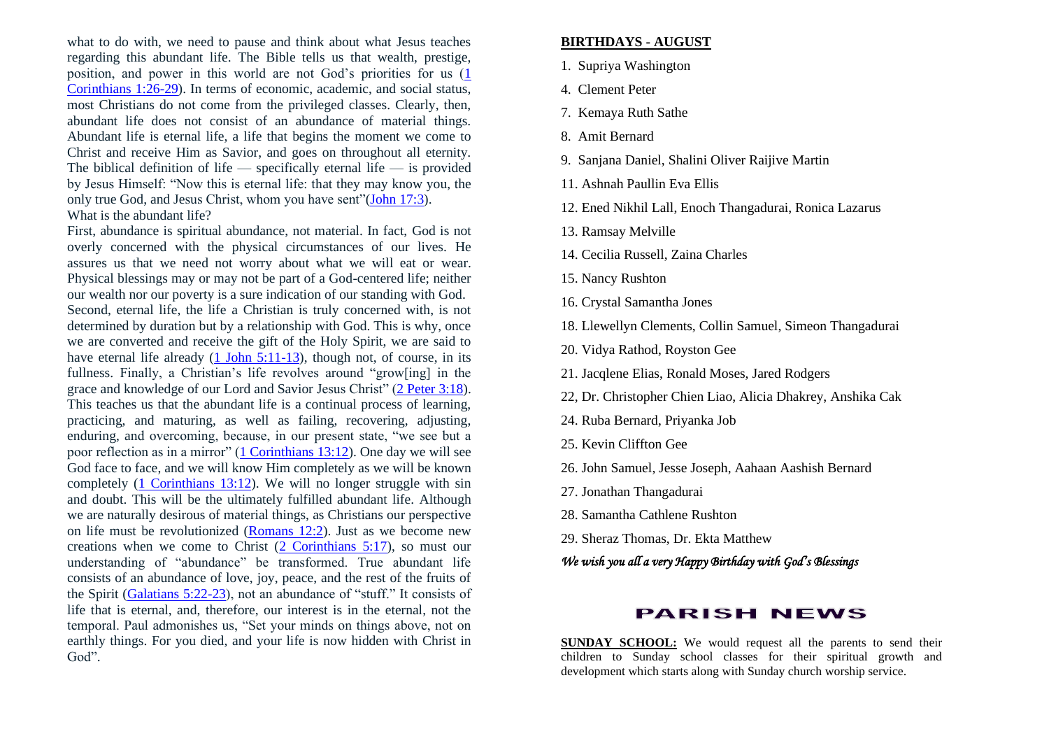what to do with, we need to pause and think about what Jesus teaches regarding this abundant life. The Bible tells us that wealth, prestige, position, and power in this world are not God's priorities for us (1 Corinthians 1:26-29). In terms of economic, academic, and social status, most Christians do not come from the privileged classes. Clearly, then, abundant life does not consist of an abundance of material things. Abundant life is eternal life, a life that begins the moment we come to Christ and receive Him as Savior, and goes on throughout all eternity. The biblical definition of life — specifically eternal life — is provided by Jesus Himself: "Now this is eternal life: that they may know you, the only true God, and Jesus Christ, whom you have sent"(John 17:3).

What is the abundant life?

First, abundance is spiritual abundance, not material. In fact, God is not overly concerned with the physical circumstances of our lives. He assures us that we need not worry about what we will eat or wear. Physical blessings may or may not be part of a God-centered life; neither our wealth nor our poverty is a sure indication of our standing with God.

Second, eternal life, the life a Christian is truly concerned with, is not determined by duration but by a relationship with God. This is why, once we are converted and receive the gift of the Holy Spirit, we are said to have eternal life already (1 John 5:11-13), though not, of course, in its fullness. Finally, a Christian's life revolves around "grow[ing] in the grace and knowledge of our Lord and Savior Jesus Christ" (2 Peter 3:18). This teaches us that the abundant life is a continual process of learning, practicing, and maturing, as well as failing, recovering, adjusting, enduring, and overcoming, because, in our present state, "we see but a poor reflection as in a mirror" (1 Corinthians 13:12). One day we will see God face to face, and we will know Him completely as we will be known completely (1 Corinthians 13:12). We will no longer struggle with sin and doubt. This will be the ultimately fulfilled abundant life. Although we are naturally desirous of material things, as Christians our perspective on life must be revolutionized (Romans 12:2). Just as we become new creations when we come to Christ (2 Corinthians 5:17), so must our understanding of "abundance" be transformed. True abundant life consists of an abundance of love, joy, peace, and the rest of the fruits of the Spirit (Galatians 5:22-23), not an abundance of "stuff." It consists of life that is eternal, and, therefore, our interest is in the eternal, not the temporal. Paul admonishes us, "Set your minds on things above, not on earthly things. For you died, and your life is now hidden with Christ in God".

## BIRTHDAYS - AUGUST

1. Supriya Washington
4. Clement Peter
7. Kemaya Ruth Sathe
8. Amit Bernard
9. Sanjana Daniel, Shalini Oliver Raijive Martin
11. Ashnah Paullin Eva Ellis
12. Ened Nikhil Lall, Enoch Thangadurai, Ronica Lazarus
13. Ramsay Melville
14. Cecilia Russell, Zaina Charles
15. Nancy Rushton
16. Crystal Samantha Jones
18. Llewellyn Clements, Collin Samuel, Simeon Thangadurai
20. Vidya Rathod, Royston Gee
21. Jacqlene Elias, Ronald Moses, Jared Rodgers
22. Dr. Christopher Chien Liao, Alicia Dhakrey, Anshika Cak
24. Ruba Bernard, Priyanka Job
25. Kevin Cliffton Gee
26. John Samuel, Jesse Joseph, Aahaan Aashish Bernard
27. Jonathan Thangadurai
28. Samantha Cathlene Rushton
29. Sheraz Thomas, Dr. Ekta Matthew

*We wish you all a very Happy Birthday with God's Blessings*

## PARISH NEWS

**SUNDAY SCHOOL:** We would request all the parents to send their children to Sunday school classes for their spiritual growth and development which starts along with Sunday church worship service.